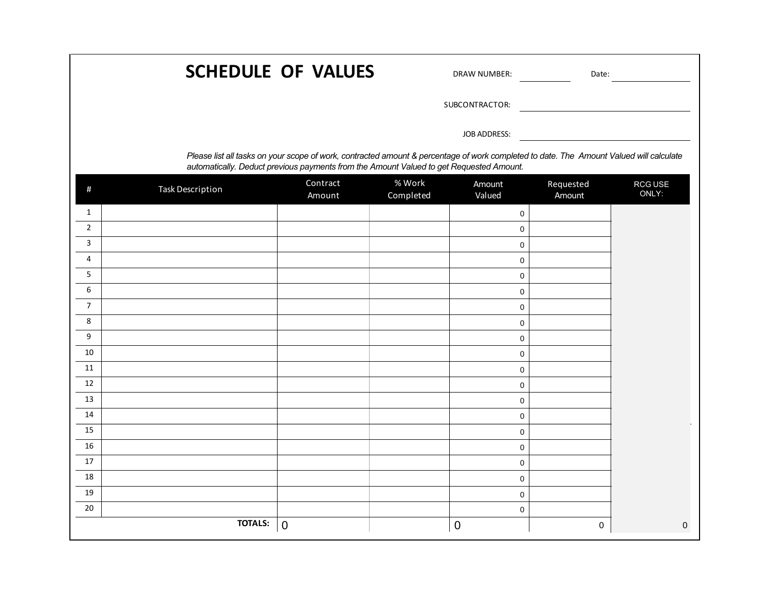# SCHEDULE OF VALUES

DRAW NUMBER: ____________ Date: ____________

SUBCONTRACTOR: ____________________

JOB ADDRESS: ____________________

*Please list all tasks on your scope of work, contracted amount & percentage of work completed to date. The Amount Valued will calculate automatically. Deduct previous payments from the Amount Valued to get Requested Amount.*

| # | Task Description | Contract Amount | % Work Completed | Amount Valued | Requested Amount | RCG USE ONLY: |
|---|---|---|---|---|---|---|
| 1 | | | | 0 | | |
| 2 | | | | 0 | | |
| 3 | | | | 0 | | |
| 4 | | | | 0 | | |
| 5 | | | | 0 | | |
| 6 | | | | 0 | | |
| 7 | | | | 0 | | |
| 8 | | | | 0 | | |
| 9 | | | | 0 | | |
| 10 | | | | 0 | | |
| 11 | | | | 0 | | |
| 12 | | | | 0 | | |
| 13 | | | | 0 | | |
| 14 | | | | 0 | | |
| 15 | | | | 0 | | |
| 16 | | | | 0 | | |
| 17 | | | | 0 | | |
| 18 | | | | 0 | | |
| 19 | | | | 0 | | |
| 20 | | | | 0 | | |
| | **TOTALS:** | 0 | | 0 | 0 | 0 |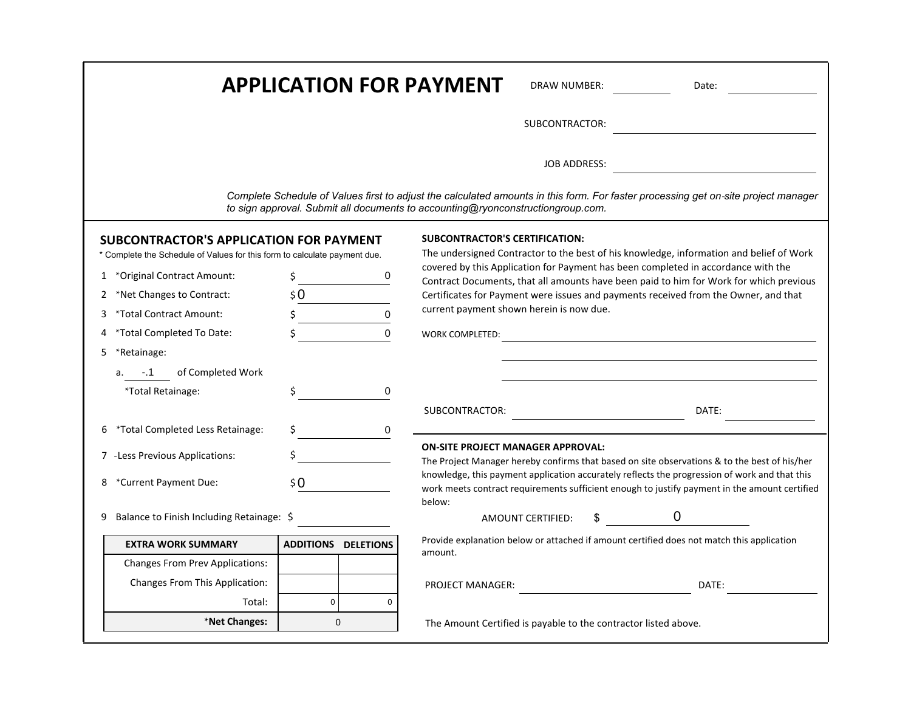# APPLICATION FOR PAYMENT

DRAW NUMBER: ____________ Date: ____________

SUBCONTRACTOR: ____________

JOB ADDRESS: ____________

*Complete Schedule of Values first to adjust the calculated amounts in this form. For faster processing get on-site project manager to sign approval. Submit all documents to accounting@ryonconstructiongroup.com.*

## SUBCONTRACTOR'S APPLICATION FOR PAYMENT

\* Complete the Schedule of Values for this form to calculate payment due.

1 *Original Contract Amount: $ 0

2 *Net Changes to Contract: $ 0

3 *Total Contract Amount: $ 0

4 *Total Completed To Date: $ 0

5 *Retainage:

a. -.1 of Completed Work

*Total Retainage: $ 0

6 *Total Completed Less Retainage: $ 0

7 -Less Previous Applications: $ ____________

8 *Current Payment Due: $ 0

9 Balance to Finish Including Retainage: $ ____________

| EXTRA WORK SUMMARY | ADDITIONS | DELETIONS |
|---|---|---|
| Changes From Prev Applications: | | |
| Changes From This Application: | | |
| Total: | 0 | 0 |
| ***Net Changes:** | 0 | |

**SUBCONTRACTOR'S CERTIFICATION:**

The undersigned Contractor to the best of his knowledge, information and belief of Work covered by this Application for Payment has been completed in accordance with the Contract Documents, that all amounts have been paid to him for Work for which previous Certificates for Payment were issues and payments received from the Owner, and that current payment shown herein is now due.

WORK COMPLETED: ____________

SUBCONTRACTOR: ____________ DATE: ____________

**ON-SITE PROJECT MANAGER APPROVAL:**

The Project Manager hereby confirms that based on site observations & to the best of his/her knowledge, this payment application accurately reflects the progression of work and that this work meets contract requirements sufficient enough to justify payment in the amount certified below:

AMOUNT CERTIFIED: $ 0

Provide explanation below or attached if amount certified does not match this application amount.

PROJECT MANAGER: ____________ DATE: ____________

The Amount Certified is payable to the contractor listed above.